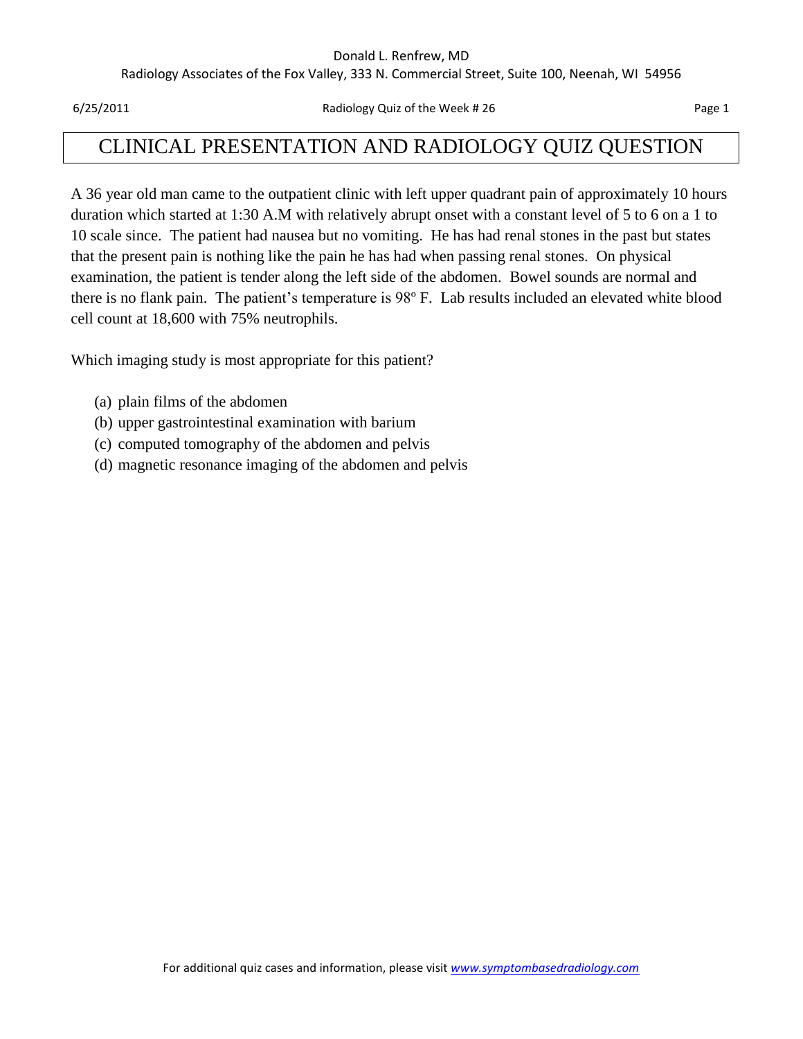# CLINICAL PRESENTATION AND RADIOLOGY QUIZ QUESTION

A 36 year old man came to the outpatient clinic with left upper quadrant pain of approximately 10 hours duration which started at 1:30 A.M with relatively abrupt onset with a constant level of 5 to 6 on a 1 to 10 scale since. The patient had nausea but no vomiting. He has had renal stones in the past but states that the present pain is nothing like the pain he has had when passing renal stones. On physical examination, the patient is tender along the left side of the abdomen. Bowel sounds are normal and there is no flank pain. The patient's temperature is 98º F. Lab results included an elevated white blood cell count at 18,600 with 75% neutrophils.

Which imaging study is most appropriate for this patient?

(a) plain films of the abdomen
(b) upper gastrointestinal examination with barium
(c) computed tomography of the abdomen and pelvis
(d) magnetic resonance imaging of the abdomen and pelvis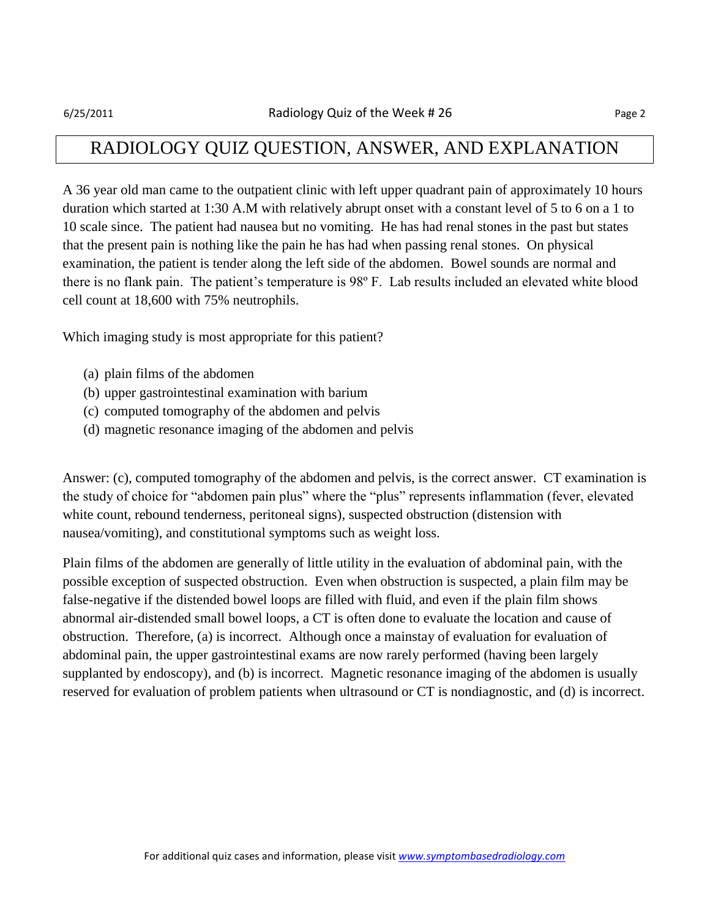# RADIOLOGY QUIZ QUESTION, ANSWER, AND EXPLANATION

A 36 year old man came to the outpatient clinic with left upper quadrant pain of approximately 10 hours duration which started at 1:30 A.M with relatively abrupt onset with a constant level of 5 to 6 on a 1 to 10 scale since. The patient had nausea but no vomiting. He has had renal stones in the past but states that the present pain is nothing like the pain he has had when passing renal stones. On physical examination, the patient is tender along the left side of the abdomen. Bowel sounds are normal and there is no flank pain. The patient's temperature is 98º F. Lab results included an elevated white blood cell count at 18,600 with 75% neutrophils.

Which imaging study is most appropriate for this patient?

(a) plain films of the abdomen
(b) upper gastrointestinal examination with barium
(c) computed tomography of the abdomen and pelvis
(d) magnetic resonance imaging of the abdomen and pelvis

Answer: (c), computed tomography of the abdomen and pelvis, is the correct answer. CT examination is the study of choice for "abdomen pain plus" where the "plus" represents inflammation (fever, elevated white count, rebound tenderness, peritoneal signs), suspected obstruction (distension with nausea/vomiting), and constitutional symptoms such as weight loss.

Plain films of the abdomen are generally of little utility in the evaluation of abdominal pain, with the possible exception of suspected obstruction. Even when obstruction is suspected, a plain film may be false-negative if the distended bowel loops are filled with fluid, and even if the plain film shows abnormal air-distended small bowel loops, a CT is often done to evaluate the location and cause of obstruction. Therefore, (a) is incorrect. Although once a mainstay of evaluation for evaluation of abdominal pain, the upper gastrointestinal exams are now rarely performed (having been largely supplanted by endoscopy), and (b) is incorrect. Magnetic resonance imaging of the abdomen is usually reserved for evaluation of problem patients when ultrasound or CT is nondiagnostic, and (d) is incorrect.

For additional quiz cases and information, please visit www.symptombasedradiology.com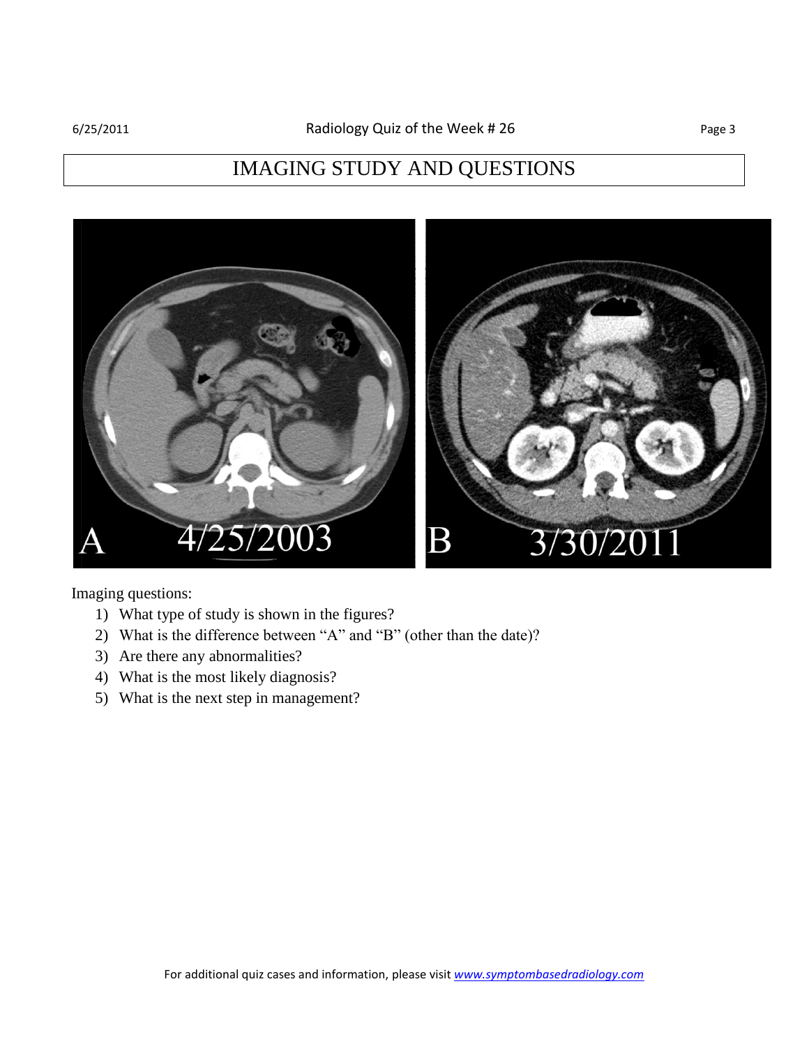# IMAGING STUDY AND QUESTIONS

A 4/25/2003

B 3/30/2011

Imaging questions:

1) What type of study is shown in the figures?
2) What is the difference between "A" and "B" (other than the date)?
3) Are there any abnormalities?
4) What is the most likely diagnosis?
5) What is the next step in management?

For additional quiz cases and information, please visit *www.symptombasedradiology.com*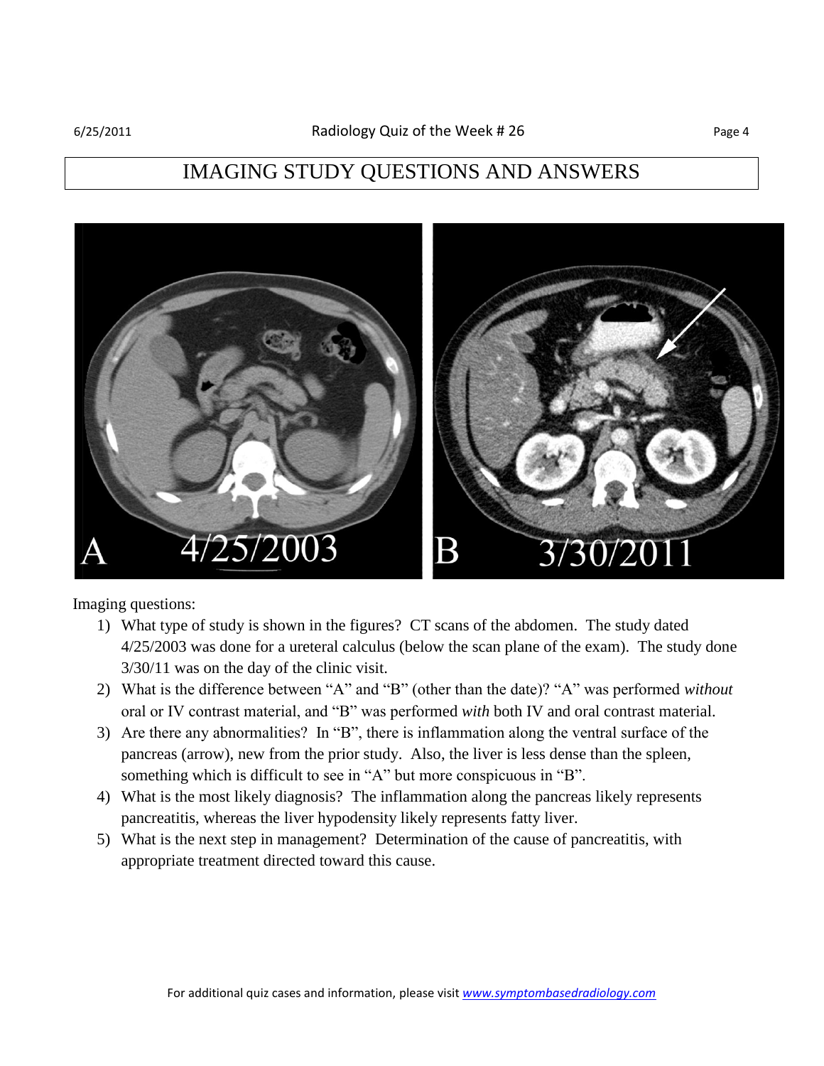# IMAGING STUDY QUESTIONS AND ANSWERS

A 4/25/2003

B 3/30/2011

Imaging questions:

1) What type of study is shown in the figures? CT scans of the abdomen. The study dated 4/25/2003 was done for a ureteral calculus (below the scan plane of the exam). The study done 3/30/11 was on the day of the clinic visit.
2) What is the difference between "A" and "B" (other than the date)? "A" was performed *without* oral or IV contrast material, and "B" was performed *with* both IV and oral contrast material.
3) Are there any abnormalities? In "B", there is inflammation along the ventral surface of the pancreas (arrow), new from the prior study. Also, the liver is less dense than the spleen, something which is difficult to see in "A" but more conspicuous in "B".
4) What is the most likely diagnosis? The inflammation along the pancreas likely represents pancreatitis, whereas the liver hypodensity likely represents fatty liver.
5) What is the next step in management? Determination of the cause of pancreatitis, with appropriate treatment directed toward this cause.

For additional quiz cases and information, please visit [www.symptombasedradiology.com](www.symptombasedradiology.com)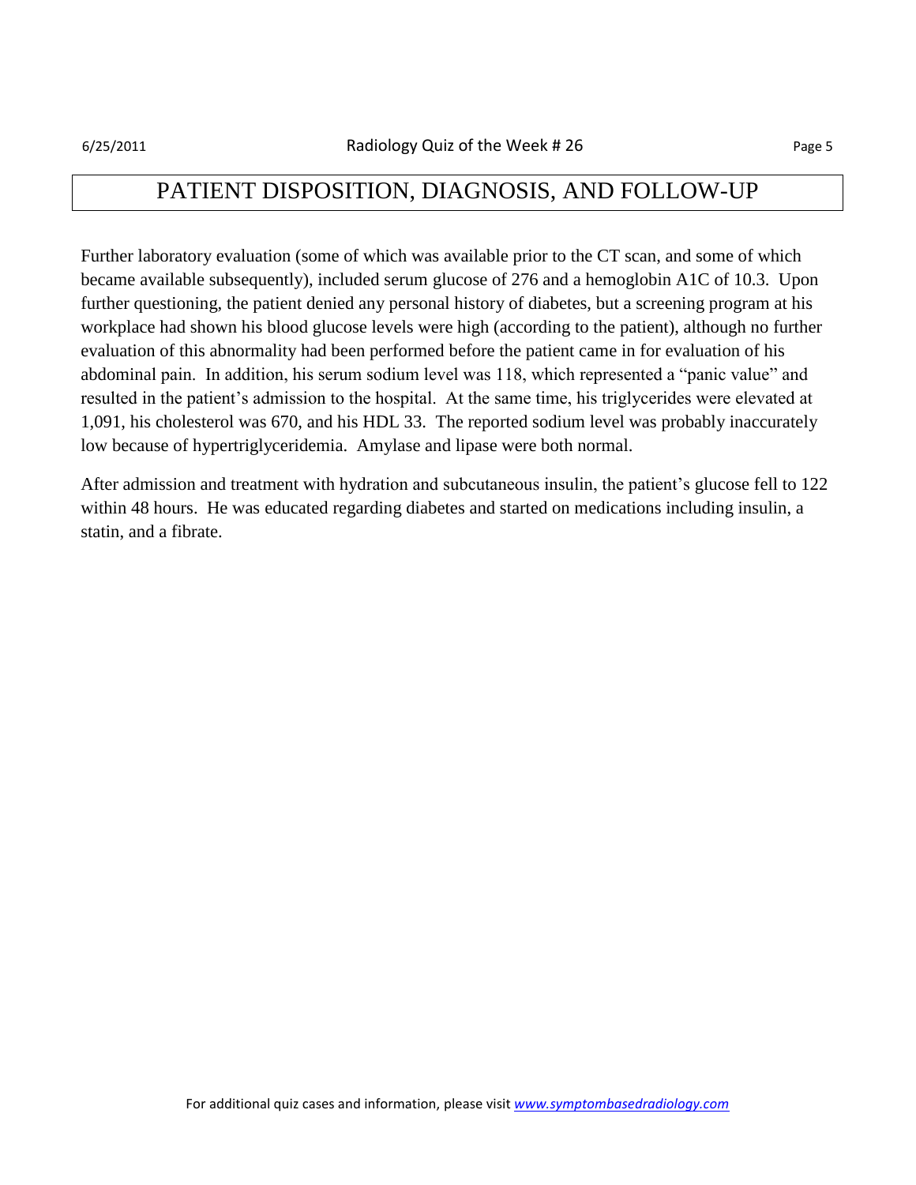# PATIENT DISPOSITION, DIAGNOSIS, AND FOLLOW-UP

Further laboratory evaluation (some of which was available prior to the CT scan, and some of which became available subsequently), included serum glucose of 276 and a hemoglobin A1C of 10.3. Upon further questioning, the patient denied any personal history of diabetes, but a screening program at his workplace had shown his blood glucose levels were high (according to the patient), although no further evaluation of this abnormality had been performed before the patient came in for evaluation of his abdominal pain. In addition, his serum sodium level was 118, which represented a "panic value" and resulted in the patient's admission to the hospital. At the same time, his triglycerides were elevated at 1,091, his cholesterol was 670, and his HDL 33. The reported sodium level was probably inaccurately low because of hypertriglyceridemia. Amylase and lipase were both normal.

After admission and treatment with hydration and subcutaneous insulin, the patient's glucose fell to 122 within 48 hours. He was educated regarding diabetes and started on medications including insulin, a statin, and a fibrate.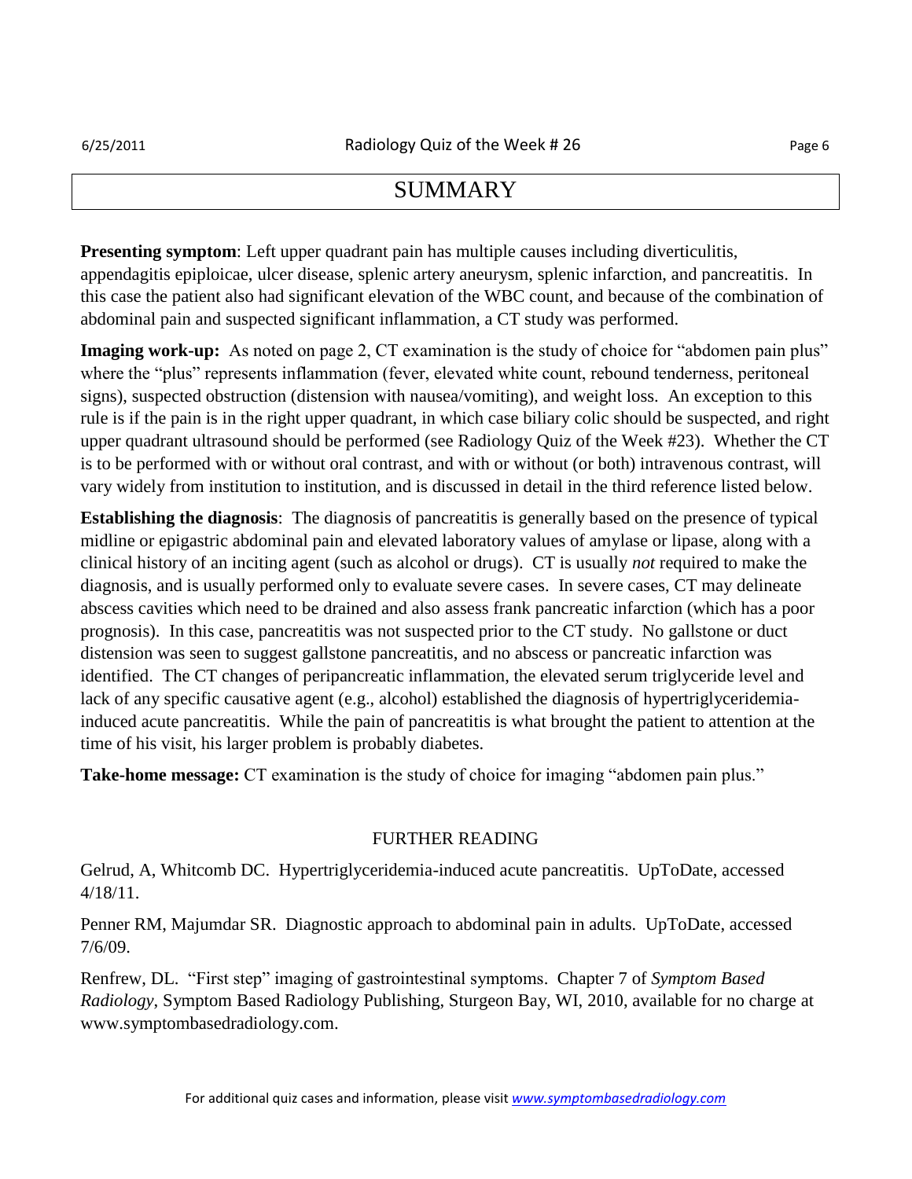# SUMMARY

**Presenting symptom**: Left upper quadrant pain has multiple causes including diverticulitis, appendagitis epiploicae, ulcer disease, splenic artery aneurysm, splenic infarction, and pancreatitis. In this case the patient also had significant elevation of the WBC count, and because of the combination of abdominal pain and suspected significant inflammation, a CT study was performed.

**Imaging work-up:** As noted on page 2, CT examination is the study of choice for "abdomen pain plus" where the "plus" represents inflammation (fever, elevated white count, rebound tenderness, peritoneal signs), suspected obstruction (distension with nausea/vomiting), and weight loss. An exception to this rule is if the pain is in the right upper quadrant, in which case biliary colic should be suspected, and right upper quadrant ultrasound should be performed (see Radiology Quiz of the Week #23). Whether the CT is to be performed with or without oral contrast, and with or without (or both) intravenous contrast, will vary widely from institution to institution, and is discussed in detail in the third reference listed below.

**Establishing the diagnosis**: The diagnosis of pancreatitis is generally based on the presence of typical midline or epigastric abdominal pain and elevated laboratory values of amylase or lipase, along with a clinical history of an inciting agent (such as alcohol or drugs). CT is usually *not* required to make the diagnosis, and is usually performed only to evaluate severe cases. In severe cases, CT may delineate abscess cavities which need to be drained and also assess frank pancreatic infarction (which has a poor prognosis). In this case, pancreatitis was not suspected prior to the CT study. No gallstone or duct distension was seen to suggest gallstone pancreatitis, and no abscess or pancreatic infarction was identified. The CT changes of peripancreatic inflammation, the elevated serum triglyceride level and lack of any specific causative agent (e.g., alcohol) established the diagnosis of hypertriglyceridemia-induced acute pancreatitis. While the pain of pancreatitis is what brought the patient to attention at the time of his visit, his larger problem is probably diabetes.

**Take-home message:** CT examination is the study of choice for imaging "abdomen pain plus."

## FURTHER READING

Gelrud, A, Whitcomb DC. Hypertriglyceridemia-induced acute pancreatitis. UpToDate, accessed 4/18/11.

Penner RM, Majumdar SR. Diagnostic approach to abdominal pain in adults. UpToDate, accessed 7/6/09.

Renfrew, DL. "First step" imaging of gastrointestinal symptoms. Chapter 7 of *Symptom Based Radiology*, Symptom Based Radiology Publishing, Sturgeon Bay, WI, 2010, available for no charge at www.symptombasedradiology.com.